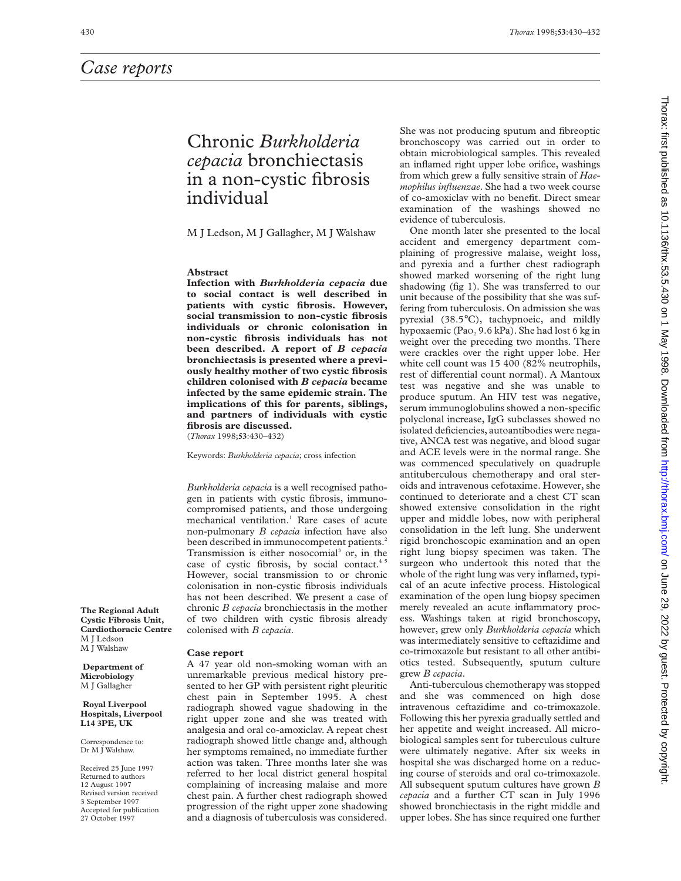# Case reports

## Chronic *Burkholderia cepacia* bronchiectasis in a non-cystic fibrosis individual

M J Ledson, M J Gallagher, M J Walshaw

**The Regional Adult Cystic Fibrosis Unit, Cardiothoracic Centre**
M J Ledson
M J Walshaw

**Department of Microbiology**
M J Gallagher

**Royal Liverpool Hospitals, Liverpool L14 3PE, UK**

Correspondence to: Dr M J Walshaw.

Received 25 June 1997
Returned to authors 12 August 1997
Revised version received 3 September 1997
Accepted for publication 27 October 1997

### Abstract

**Infection with *Burkholderia cepacia* due to social contact is well described in patients with cystic fibrosis. However, social transmission to non-cystic fibrosis individuals or chronic colonisation in non-cystic fibrosis individuals has not been described. A report of *B cepacia* bronchiectasis is presented where a previously healthy mother of two cystic fibrosis children colonised with *B cepacia* became infected by the same epidemic strain. The implications of this for parents, siblings, and partners of individuals with cystic fibrosis are discussed.**

(*Thorax* 1998;**53**:430–432)

Keywords: *Burkholderia cepacia*; cross infection

*Burkholderia cepacia* is a well recognised pathogen in patients with cystic fibrosis, immunocompromised patients, and those undergoing mechanical ventilation.[1] Rare cases of acute non-pulmonary *B cepacia* infection have also been described in immunocompetent patients.[2] Transmission is either nosocomial[3] or, in the case of cystic fibrosis, by social contact.[4 5] However, social transmission to or chronic colonisation in non-cystic fibrosis individuals has not been described. We present a case of chronic *B cepacia* bronchiectasis in the mother of two children with cystic fibrosis already colonised with *B cepacia*.

### Case report

A 47 year old non-smoking woman with an unremarkable previous medical history presented to her GP with persistent right pleuritic chest pain in September 1995. A chest radiograph showed vague shadowing in the right upper zone and she was treated with analgesia and oral co-amoxiclav. A repeat chest radiograph showed little change and, although her symptoms remained, no immediate further action was taken. Three months later she was referred to her local district general hospital complaining of increasing malaise and more chest pain. A further chest radiograph showed progression of the right upper zone shadowing and a diagnosis of tuberculosis was considered. She was not producing sputum and fibreoptic bronchoscopy was carried out in order to obtain microbiological samples. This revealed an inflamed right upper lobe orifice, washings from which grew a fully sensitive strain of *Haemophilus influenzae*. She had a two week course of co-amoxiclav with no benefit. Direct smear examination of the washings showed no evidence of tuberculosis.

One month later she presented to the local accident and emergency department complaining of progressive malaise, weight loss, and pyrexia and a further chest radiograph showed marked worsening of the right lung shadowing (fig 1). She was transferred to our unit because of the possibility that she was suffering from tuberculosis. On admission she was pyrexial (38.5°C), tachypnoeic, and mildly hypoxaemic ($PaO_2$ 9.6 kPa). She had lost 6 kg in weight over the preceding two months. There were crackles over the right upper lobe. Her white cell count was 15 400 (82% neutrophils, rest of differential count normal). A Mantoux test was negative and she was unable to produce sputum. An HIV test was negative, serum immunoglobulins showed a non-specific polyclonal increase, IgG subclasses showed no isolated deficiencies, autoantibodies were negative, ANCA test was negative, and blood sugar and ACE levels were in the normal range. She was commenced speculatively on quadruple antituberculous chemotherapy and oral steroids and intravenous cefotaxime. However, she continued to deteriorate and a chest CT scan showed extensive consolidation in the right upper and middle lobes, now with peripheral consolidation in the left lung. She underwent rigid bronchoscopic examination and an open right lung biopsy specimen was taken. The surgeon who undertook this noted that the whole of the right lung was very inflamed, typical of an acute infective process. Histological examination of the open lung biopsy specimen merely revealed an acute inflammatory process. Washings taken at rigid bronchoscopy, however, grew only *Burkholderia cepacia* which was intermediately sensitive to ceftazidime and co-trimoxazole but resistant to all other antibiotics tested. Subsequently, sputum culture grew *B cepacia*.

Anti-tuberculous chemotherapy was stopped and she was commenced on high dose intravenous ceftazidime and co-trimoxazole. Following this her pyrexia gradually settled and her appetite and weight increased. All microbiological samples sent for tuberculous culture were ultimately negative. After six weeks in hospital she was discharged home on a reducing course of steroids and oral co-trimoxazole. All subsequent sputum cultures have grown *B cepacia* and a further CT scan in July 1996 showed bronchiectasis in the right middle and upper lobes. She has since required one further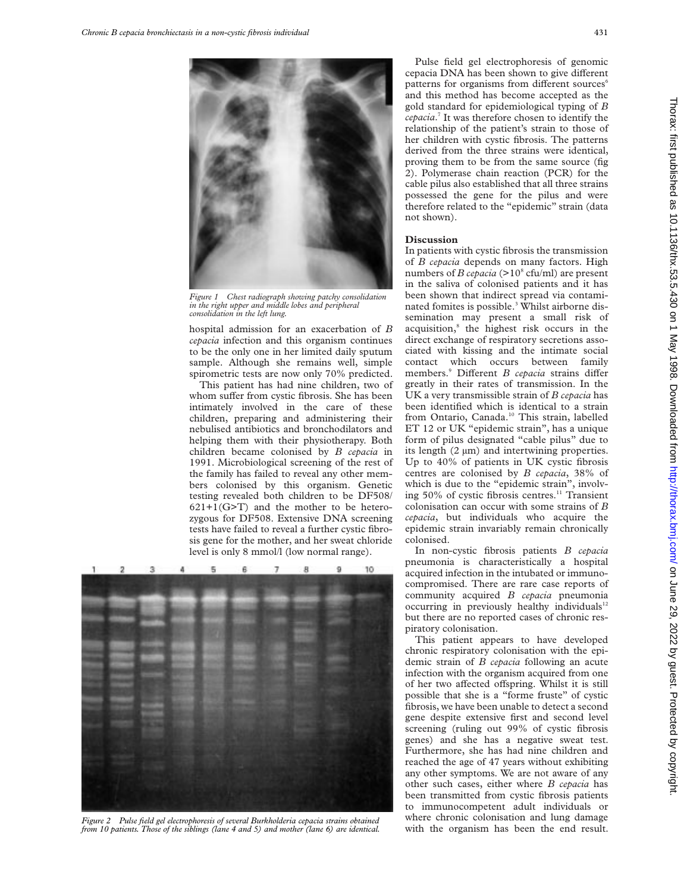Figure 1 Chest radiograph showing patchy consolidation in the right upper and middle lobes and peripheral consolidation in the left lung.

hospital admission for an exacerbation of *B cepacia* infection and this organism continues to be the only one in her limited daily sputum sample. Although she remains well, simple spirometric tests are now only 70% predicted.

This patient has had nine children, two of whom suffer from cystic fibrosis. She has been intimately involved in the care of these children, preparing and administering their nebulised antibiotics and bronchodilators and helping them with their physiotherapy. Both children became colonised by *B cepacia* in 1991. Microbiological screening of the rest of the family has failed to reveal any other members colonised by this organism. Genetic testing revealed both children to be DF508/621+1(G>T) and the mother to be heterozygous for DF508. Extensive DNA screening tests have failed to reveal a further cystic fibrosis gene for the mother, and her sweat chloride level is only 8 mmol/l (low normal range).

Figure 2 Pulse field gel electrophoresis of several Burkholderia cepacia strains obtained from 10 patients. Those of the siblings (lane 4 and 5) and mother (lane 6) are identical.

Pulse field gel electrophoresis of genomic cepacia DNA has been shown to give different patterns for organisms from different sources[6] and this method has become accepted as the gold standard for epidemiological typing of *B cepacia*.[7] It was therefore chosen to identify the relationship of the patient's strain to those of her children with cystic fibrosis. The patterns derived from the three strains were identical, proving them to be from the same source (fig 2). Polymerase chain reaction (PCR) for the cable pilus also established that all three strains possessed the gene for the pilus and were therefore related to the "epidemic" strain (data not shown).

## Discussion

In patients with cystic fibrosis the transmission of *B cepacia* depends on many factors. High numbers of *B cepacia* ($>10^8$ cfu/ml) are present in the saliva of colonised patients and it has been shown that indirect spread via contaminated fomites is possible.[3] Whilst airborne dissemination may present a small risk of acquisition,[8] the highest risk occurs in the direct exchange of respiratory secretions associated with kissing and the intimate social contact which occurs between family members.[9] Different *B cepacia* strains differ greatly in their rates of transmission. In the UK a very transmissible strain of *B cepacia* has been identified which is identical to a strain from Ontario, Canada.[10] This strain, labelled ET 12 or UK "epidemic strain", has a unique form of pilus designated "cable pilus" due to its length (2 μm) and intertwining properties. Up to 40% of patients in UK cystic fibrosis centres are colonised by *B cepacia*, 38% of which is due to the "epidemic strain", involving 50% of cystic fibrosis centres.[11] Transient colonisation can occur with some strains of *B cepacia*, but individuals who acquire the epidemic strain invariably remain chronically colonised.

In non-cystic fibrosis patients *B cepacia* pneumonia is characteristically a hospital acquired infection in the intubated or immunocompromised. There are rare case reports of community acquired *B cepacia* pneumonia occurring in previously healthy individuals[12] but there are no reported cases of chronic respiratory colonisation.

This patient appears to have developed chronic respiratory colonisation with the epidemic strain of *B cepacia* following an acute infection with the organism acquired from one of her two affected offspring. Whilst it is still possible that she is a "forme fruste" of cystic fibrosis, we have been unable to detect a second gene despite extensive first and second level screening (ruling out 99% of cystic fibrosis genes) and she has a negative sweat test. Furthermore, she has had nine children and reached the age of 47 years without exhibiting any other symptoms. We are not aware of any other such cases, either where *B cepacia* has been transmitted from cystic fibrosis patients to immunocompetent adult individuals or where chronic colonisation and lung damage with the organism has been the end result.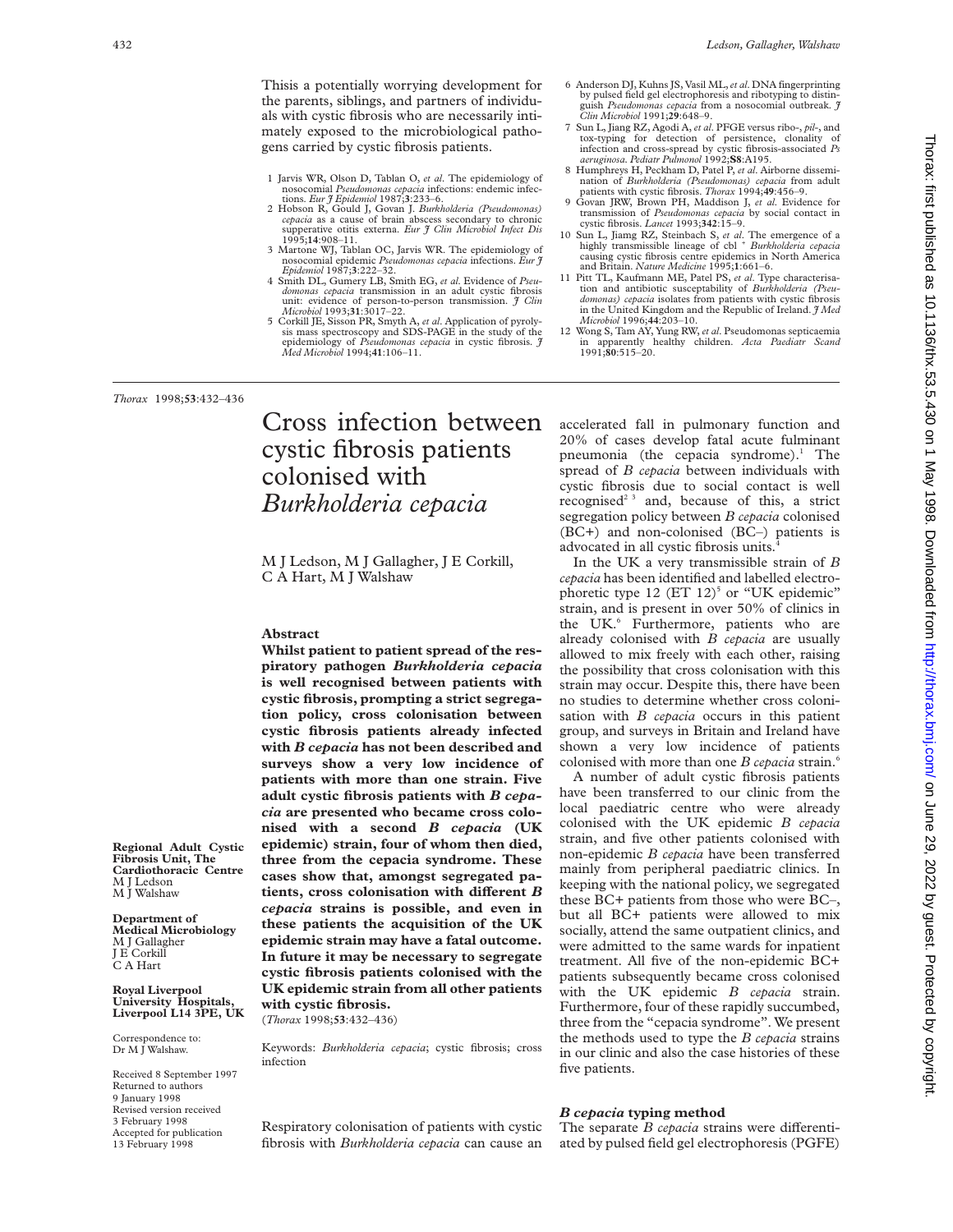Thisis a potentially worrying development for the parents, siblings, and partners of individuals with cystic fibrosis who are necessarily intimately exposed to the microbiological pathogens carried by cystic fibrosis patients.

1 Jarvis WR, Olson D, Tablan O, *et al*. The epidemiology of nosocomial *Pseudomonas cepacia* infections: endemic infections. *Eur J Epidemiol* 1987;**3**:233–6.
2 Hobson R, Gould J, Govan J. *Burkholderia (Pseudomonas) cepacia* as a cause of brain abscess secondary to chronic supperative otitis externa. *Eur J Clin Microbiol Infect Dis* 1995;**14**:908–11.
3 Martone WJ, Tablan OC, Jarvis WR. The epidemiology of nosocomial epidemic *Pseudomonas cepacia* infections. *Eur J Epidemiol* 1987;**3**:222–32.
4 Smith DL, Gumery LB, Smith EG, *et al*. Evidence of *Pseudomonas cepacia* transmission in an adult cystic fibrosis unit: evidence of person-to-person transmission. *J Clin Microbiol* 1993;**31**:3017–22.
5 Corkill JE, Sisson PR, Smyth A, *et al*. Application of pyrolysis mass spectroscopy and SDS-PAGE in the study of the epidemiology of *Pseudomonas cepacia* in cystic fibrosis. *J Med Microbiol* 1994;**41**:106–11.
6 Anderson DJ, Kuhns JS, Vasil ML, *et al*. DNA fingerprinting by pulsed field gel electrophoresis and ribotyping to distinguish *Pseudomonas cepacia* from a nosocomial outbreak. *J Clin Microbiol* 1991;**29**:648–9.
7 Sun L, Jiang RZ, Agodi A, *et al*. PFGE versus ribo-, *pil*-, and tox-typing for detection of persistence, clonality of infection and cross-spread by cystic fibrosis-associated *Ps aeruginosa*. *Pediatr Pulmonol* 1992;**S8**:A195.
8 Humphreys H, Peckham D, Patel P, *et al*. Airborne dissemination of *Burkholderia (Pseudomonas) cepacia* from adult patients with cystic fibrosis. *Thorax* 1994;**49**:456–9.
9 Govan JRW, Brown PH, Maddison J, *et al*. Evidence for transmission of *Pseudomonas cepacia* by social contact in cystic fibrosis. *Lancet* 1993;**342**:15–9.
10 Sun L, Jiamg RZ, Steinbach S, *et al*. The emergence of a highly transmissible lineage of cbl + *Burkholderia cepacia* causing cystic fibrosis centre epidemics in North America and Britain. *Nature Medicine* 1995;**1**:661–6.
11 Pitt TL, Kaufmann ME, Patel PS, *et al*. Type characterisation and antibiotic susceptability of *Burkholderia (Pseudomonas) cepacia* isolates from patients with cystic fibrosis in the United Kingdom and the Republic of Ireland. *J Med Microbiol* 1996;**44**:203–10.
12 Wong S, Tam AY, Yung RW, *et al*. Pseudomonas septicaemia in apparently healthy children. *Acta Paediatr Scand* 1991;**80**:515–20.

*Thorax* 1998;**53**:432–436

# Cross infection between cystic fibrosis patients colonised with *Burkholderia cepacia*

M J Ledson, M J Gallagher, J E Corkill, C A Hart, M J Walshaw

**Regional Adult Cystic Fibrosis Unit, The Cardiothoracic Centre**
M J Ledson
M J Walshaw

**Department of Medical Microbiology**
M J Gallagher
J E Corkill
C A Hart

**Royal Liverpool University Hospitals, Liverpool L14 3PE, UK**

Correspondence to: Dr M J Walshaw.

Received 8 September 1997
Returned to authors 9 January 1998
Revised version received 3 February 1998
Accepted for publication 13 February 1998

## Abstract

**Whilst patient to patient spread of the respiratory pathogen *Burkholderia cepacia* is well recognised between patients with cystic fibrosis, prompting a strict segregation policy, cross colonisation between cystic fibrosis patients already infected with *B cepacia* has not been described and surveys show a very low incidence of patients with more than one strain. Five adult cystic fibrosis patients with *B cepacia* are presented who became cross colonised with a second *B cepacia* (UK epidemic) strain, four of whom then died, three from the cepacia syndrome. These cases show that, amongst segregated patients, cross colonisation with different *B cepacia* strains is possible, and even in these patients the acquisition of the UK epidemic strain may have a fatal outcome. In future it may be necessary to segregate cystic fibrosis patients colonised with the UK epidemic strain from all other patients with cystic fibrosis.**

(*Thorax* 1998;**53**:432–436)

Keywords: *Burkholderia cepacia*; cystic fibrosis; cross infection

Respiratory colonisation of patients with cystic fibrosis with *Burkholderia cepacia* can cause an accelerated fall in pulmonary function and 20% of cases develop fatal acute fulminant pneumonia (the cepacia syndrome).[1] The spread of *B cepacia* between individuals with cystic fibrosis due to social contact is well recognised[2 3] and, because of this, a strict segregation policy between *B cepacia* colonised (BC+) and non-colonised (BC–) patients is advocated in all cystic fibrosis units.[4]

In the UK a very transmissible strain of *B cepacia* has been identified and labelled electrophoretic type 12 (ET 12)[5] or "UK epidemic" strain, and is present in over 50% of clinics in the UK.[6] Furthermore, patients who are already colonised with *B cepacia* are usually allowed to mix freely with each other, raising the possibility that cross colonisation with this strain may occur. Despite this, there have been no studies to determine whether cross colonisation with *B cepacia* occurs in this patient group, and surveys in Britain and Ireland have shown a very low incidence of patients colonised with more than one *B cepacia* strain.[6]

A number of adult cystic fibrosis patients have been transferred to our clinic from the local paediatric centre who were already colonised with the UK epidemic *B cepacia* strain, and five other patients colonised with non-epidemic *B cepacia* have been transferred mainly from peripheral paediatric clinics. In keeping with the national policy, we segregated these BC+ patients from those who were BC–, but all BC+ patients were allowed to mix socially, attend the same outpatient clinics, and were admitted to the same wards for inpatient treatment. All five of the non-epidemic BC+ patients subsequently became cross colonised with the UK epidemic *B cepacia* strain. Furthermore, four of these rapidly succumbed, three from the "cepacia syndrome". We present the methods used to type the *B cepacia* strains in our clinic and also the case histories of these five patients.

### *B cepacia* typing method

The separate *B cepacia* strains were differentiated by pulsed field gel electrophoresis (PGFE)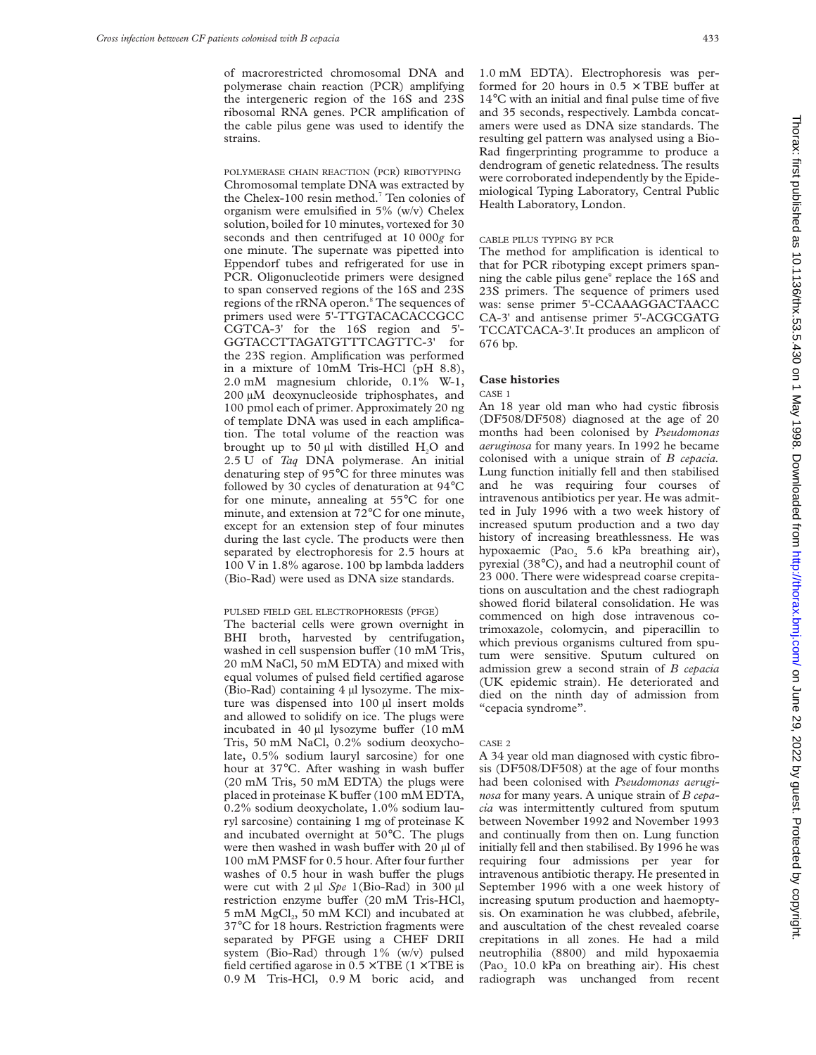of macrorestricted chromosomal DNA and polymerase chain reaction (PCR) amplifying the intergeneric region of the 16S and 23S ribosomal RNA genes. PCR amplification of the cable pilus gene was used to identify the strains.

POLYMERASE CHAIN REACTION (PCR) RIBOTYPING

Chromosomal template DNA was extracted by the Chelex-100 resin method.[7] Ten colonies of organism were emulsified in 5% (w/v) Chelex solution, boiled for 10 minutes, vortexed for 30 seconds and then centrifuged at 10 000*g* for one minute. The supernate was pipetted into Eppendorf tubes and refrigerated for use in PCR. Oligonucleotide primers were designed to span conserved regions of the 16S and 23S regions of the rRNA operon.[8] The sequences of primers used were 5'-TTGTACACACCGCC CGTCA-3' for the 16S region and 5'-GGTACCTTAGATGTTTCAGTTC-3' for the 23S region. Amplification was performed in a mixture of 10mM Tris-HCl (pH 8.8), 2.0 mM magnesium chloride, 0.1% W-1, 200 μM deoxynucleoside triphosphates, and 100 pmol each of primer. Approximately 20 ng of template DNA was used in each amplification. The total volume of the reaction was brought up to 50 μl with distilled $H_2O$ and 2.5 U of *Taq* DNA polymerase. An initial denaturing step of 95°C for three minutes was followed by 30 cycles of denaturation at 94°C for one minute, annealing at 55°C for one minute, and extension at 72°C for one minute, except for an extension step of four minutes during the last cycle. The products were then separated by electrophoresis for 2.5 hours at 100 V in 1.8% agarose. 100 bp lambda ladders (Bio-Rad) were used as DNA size standards.

PULSED FIELD GEL ELECTROPHORESIS (PFGE)

The bacterial cells were grown overnight in BHI broth, harvested by centrifugation, washed in cell suspension buffer (10 mM Tris, 20 mM NaCl, 50 mM EDTA) and mixed with equal volumes of pulsed field certified agarose (Bio-Rad) containing 4 μl lysozyme. The mixture was dispensed into 100 μl insert molds and allowed to solidify on ice. The plugs were incubated in 40 μl lysozyme buffer (10 mM Tris, 50 mM NaCl, 0.2% sodium deoxycholate, 0.5% sodium lauryl sarcosine) for one hour at 37°C. After washing in wash buffer (20 mM Tris, 50 mM EDTA) the plugs were placed in proteinase K buffer (100 mM EDTA, 0.2% sodium deoxycholate, 1.0% sodium lauryl sarcosine) containing 1 mg of proteinase K and incubated overnight at 50°C. The plugs were then washed in wash buffer with 20 μl of 100 mM PMSF for 0.5 hour. After four further washes of 0.5 hour in wash buffer the plugs were cut with 2 μl *Spe* 1(Bio-Rad) in 300 μl restriction enzyme buffer (20 mM Tris-HCl, 5 mM $MgCl_2$, 50 mM KCl) and incubated at 37°C for 18 hours. Restriction fragments were separated by PFGE using a CHEF DRII system (Bio-Rad) through 1% (w/v) pulsed field certified agarose in 0.5 × TBE (1 × TBE is 0.9 M Tris-HCl, 0.9 M boric acid, and 1.0 mM EDTA). Electrophoresis was performed for 20 hours in 0.5 × TBE buffer at 14°C with an initial and final pulse time of five and 35 seconds, respectively. Lambda concatamers were used as DNA size standards. The resulting gel pattern was analysed using a Bio-Rad fingerprinting programme to produce a dendrogram of genetic relatedness. The results were corroborated independently by the Epidemiological Typing Laboratory, Central Public Health Laboratory, London.

CABLE PILUS TYPING BY PCR

The method for amplification is identical to that for PCR ribotyping except primers spanning the cable pilus gene[9] replace the 16S and 23S primers. The sequence of primers used was: sense primer 5'-CCAAAGGACTAACC CA-3' and antisense primer 5'-ACGCGATG TCCATCACA-3'. It produces an amplicon of 676 bp.

## Case histories

CASE 1

An 18 year old man who had cystic fibrosis (DF508/DF508) diagnosed at the age of 20 months had been colonised by *Pseudomonas aeruginosa* for many years. In 1992 he became colonised with a unique strain of *B cepacia*. Lung function initially fell and then stabilised and he was requiring four courses of intravenous antibiotics per year. He was admitted in July 1996 with a two week history of increased sputum production and a two day history of increasing breathlessness. He was hypoxaemic ($PaO_2$ 5.6 kPa breathing air), pyrexial (38°C), and had a neutrophil count of 23 000. There were widespread coarse crepitations on auscultation and the chest radiograph showed florid bilateral consolidation. He was commenced on high dose intravenous cotrimoxazole, colomycin, and piperacillin to which previous organisms cultured from sputum were sensitive. Sputum cultured on admission grew a second strain of *B cepacia* (UK epidemic strain). He deteriorated and died on the ninth day of admission from "cepacia syndrome".

CASE 2

A 34 year old man diagnosed with cystic fibrosis (DF508/DF508) at the age of four months had been colonised with *Pseudomonas aeruginosa* for many years. A unique strain of *B cepacia* was intermittently cultured from sputum between November 1992 and November 1993 and continually from then on. Lung function initially fell and then stabilised. By 1996 he was requiring four admissions per year for intravenous antibiotic therapy. He presented in September 1996 with a one week history of increasing sputum production and haemoptysis. On examination he was clubbed, afebrile, and auscultation of the chest revealed coarse crepitations in all zones. He had a mild neutrophilia (8800) and mild hypoxaemia ($PaO_2$ 10.0 kPa on breathing air). His chest radiograph was unchanged from recent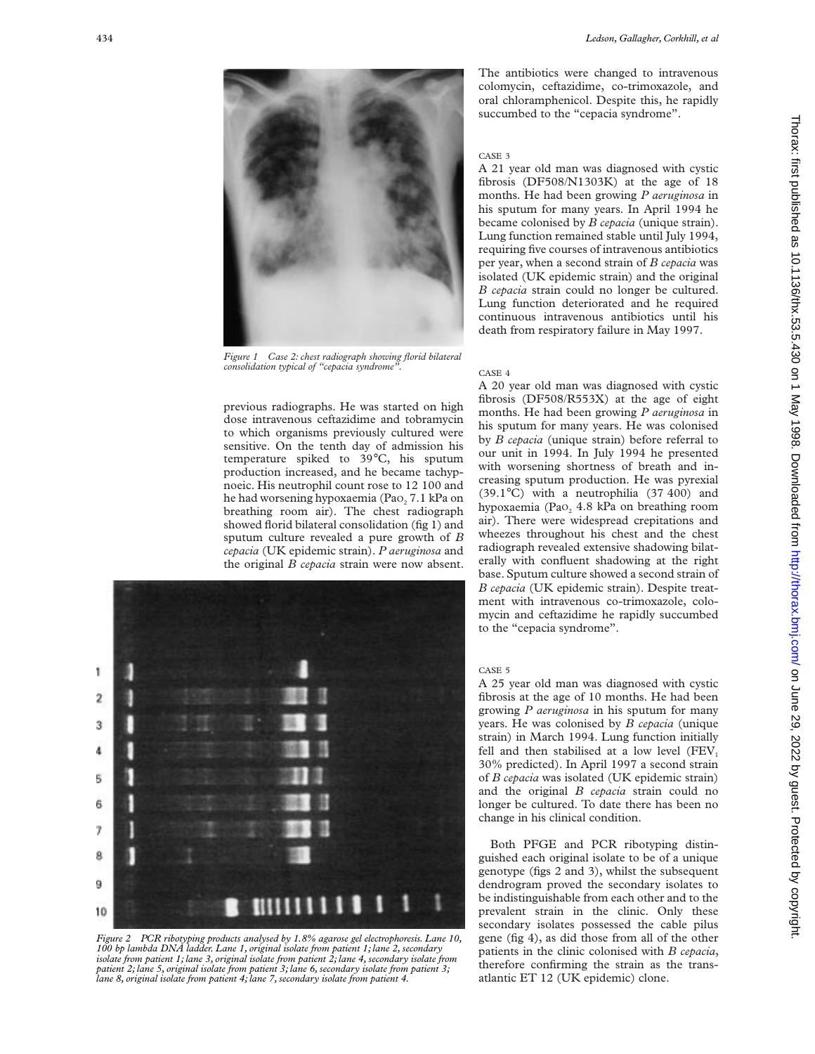Figure 1 Case 2: chest radiograph showing florid bilateral consolidation typical of "cepacia syndrome".

previous radiographs. He was started on high dose intravenous ceftazidime and tobramycin to which organisms previously cultured were sensitive. On the tenth day of admission his temperature spiked to 39°C, his sputum production increased, and he became tachypnoeic. His neutrophil count rose to 12 100 and he had worsening hypoxaemia ($PaO_2$ 7.1 kPa on breathing room air). The chest radiograph showed florid bilateral consolidation (fig 1) and sputum culture revealed a pure growth of *B cepacia* (UK epidemic strain). *P aeruginosa* and the original *B cepacia* strain were now absent.

Figure 2 PCR ribotyping products analysed by 1.8% agarose gel electrophoresis. Lane 10, 100 bp lambda DNA ladder. Lane 1, original isolate from patient 1; lane 2, secondary isolate from patient 1; lane 3, original isolate from patient 2; lane 4, secondary isolate from patient 2; lane 5, original isolate from patient 3; lane 6, secondary isolate from patient 3; lane 8, original isolate from patient 4; lane 7, secondary isolate from patient 4.

The antibiotics were changed to intravenous colomycin, ceftazidime, co-trimoxazole, and oral chloramphenicol. Despite this, he rapidly succumbed to the "cepacia syndrome".

CASE 3

A 21 year old man was diagnosed with cystic fibrosis (DF508/N1303K) at the age of 18 months. He had been growing *P aeruginosa* in his sputum for many years. In April 1994 he became colonised by *B cepacia* (unique strain). Lung function remained stable until July 1994, requiring five courses of intravenous antibiotics per year, when a second strain of *B cepacia* was isolated (UK epidemic strain) and the original *B cepacia* strain could no longer be cultured. Lung function deteriorated and he required continuous intravenous antibiotics until his death from respiratory failure in May 1997.

CASE 4

A 20 year old man was diagnosed with cystic fibrosis (DF508/R553X) at the age of eight months. He had been growing *P aeruginosa* in his sputum for many years. He was colonised by *B cepacia* (unique strain) before referral to our unit in 1994. In July 1994 he presented with worsening shortness of breath and increasing sputum production. He was pyrexial (39.1°C) with a neutrophilia (37 400) and hypoxaemia ($PaO_2$ 4.8 kPa on breathing room air). There were widespread crepitations and wheezes throughout his chest and the chest radiograph revealed extensive shadowing bilaterally with confluent shadowing at the right base. Sputum culture showed a second strain of *B cepacia* (UK epidemic strain). Despite treatment with intravenous co-trimoxazole, colomycin and ceftazidime he rapidly succumbed to the "cepacia syndrome".

CASE 5

A 25 year old man was diagnosed with cystic fibrosis at the age of 10 months. He had been growing *P aeruginosa* in his sputum for many years. He was colonised by *B cepacia* (unique strain) in March 1994. Lung function initially fell and then stabilised at a low level ($FEV_1$ 30% predicted). In April 1997 a second strain of *B cepacia* was isolated (UK epidemic strain) and the original *B cepacia* strain could no longer be cultured. To date there has been no change in his clinical condition.

Both PFGE and PCR ribotyping distinguished each original isolate to be of a unique genotype (figs 2 and 3), whilst the subsequent dendrogram proved the secondary isolates to be indistinguishable from each other and to the prevalent strain in the clinic. Only these secondary isolates possessed the cable pilus gene (fig 4), as did those from all of the other patients in the clinic colonised with *B cepacia*, therefore confirming the strain as the transatlantic ET 12 (UK epidemic) clone.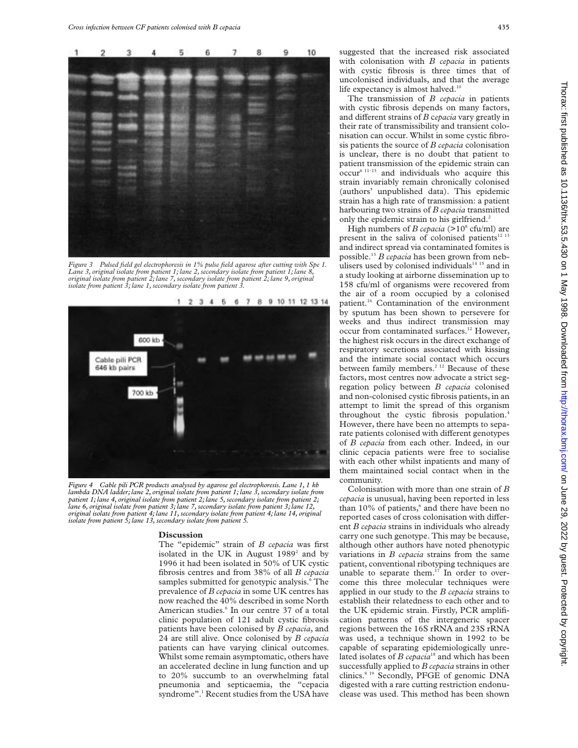*Figure 3 Pulsed field gel electrophoresis in 1% pulse field agarose after cutting with Spe 1. Lane 3, original isolate from patient 1; lane 2, secondary isolate from patient 1; lane 8, original isolate from patient 2; lane 7, secondary isolate from patient 2; lane 9, original isolate from patient 3; lane 1, secondary isolate from patient 3.*

*Figure 4 Cable pili PCR products analysed by agarose gel electrophoresis. Lane 1, 1 kb lambda DNA ladder; lane 2, original isolate from patient 1; lane 3, secondary isolate from patient 1; lane 4, original isolate from patient 2; lane 5, secondary isolate from patient 2; lane 6, original isolate from patient 3; lane 7, secondary isolate from patient 3; lane 12, original isolate from patient 4; lane 11, secondary isolate from patient 4; lane 14, original isolate from patient 5; lane 13, secondary isolate from patient 5.*

## Discussion

The "epidemic" strain of *B cepacia* was first isolated in the UK in August 1989[2] and by 1996 it had been isolated in 50% of UK cystic fibrosis centres and from 38% of all *B cepacia* samples submitted for genotypic analysis.[6] The prevalence of *B cepacia* in some UK centres has now reached the 40% described in some North American studies.[6] In our centre 37 of a total clinic population of 121 adult cystic fibrosis patients have been colonised by *B cepacia*, and 24 are still alive. Once colonised by *B cepacia* patients can have varying clinical outcomes. Whilst some remain asymptomatic, others have an accelerated decline in lung function and up to 20% succumb to an overwhelming fatal pneumonia and septicaemia, the "cepacia syndrome".[1] Recent studies from the USA have suggested that the increased risk associated with colonisation with *B cepacia* in patients with cystic fibrosis is three times that of uncolonised individuals, and that the average life expectancy is almost halved.[10]

The transmission of *B cepacia* in patients with cystic fibrosis depends on many factors, and different strains of *B cepacia* vary greatly in their rate of transmissibility and transient colonisation can occur. Whilst in some cystic fibrosis patients the source of *B cepacia* colonisation is unclear, there is no doubt that patient to patient transmission of the epidemic strain can occur[6 11–13] and individuals who acquire this strain invariably remain chronically colonised (authors' unpublished data). This epidemic strain has a high rate of transmission: a patient harbouring two strains of *B cepacia* transmitted only the epidemic strain to his girlfriend.[2]

High numbers of *B cepacia* ($>10^8$ cfu/ml) are present in the saliva of colonised patients[12 13] and indirect spread via contaminated fomites is possible.[13] *B cepacia* has been grown from nebulisers used by colonised individuals[14 15] and in a study looking at airborne dissemination up to 158 cfu/ml of organisms were recovered from the air of a room occupied by a colonised patient.[16] Contamination of the environment by sputum has been shown to persevere for weeks and thus indirect transmission may occur from contaminated surfaces.[12] However, the highest risk occurs in the direct exchange of respiratory secretions associated with kissing and the intimate social contact which occurs between family members.[2 12] Because of these factors, most centres now advocate a strict segregation policy between *B cepacia* colonised and non-colonised cystic fibrosis patients, in an attempt to limit the spread of this organism throughout the cystic fibrosis population.[4] However, there have been no attempts to separate patients colonised with different genotypes of *B cepacia* from each other. Indeed, in our clinic cepacia patients were free to socialise with each other whilst inpatients and many of them maintained social contact when in the community.

Colonisation with more than one strain of *B cepacia* is unusual, having been reported in less than 10% of patients,[6] and there have been no reported cases of cross colonisation with different *B cepacia* strains in individuals who already carry one such genotype. This may be because, although other authors have noted phenotypic variations in *B cepacia* strains from the same patient, conventional ribotyping techniques are unable to separate them.[17] In order to overcome this three molecular techniques were applied in our study to the *B cepacia* strains to establish their relatedness to each other and to the UK epidemic strain. Firstly, PCR amplification patterns of the intergeneric spacer regions between the 16S rRNA and 23S rRNA was used, a technique shown in 1992 to be capable of separating epidemiologically unrelated isolates of *B cepacia*[18] and which has been successfully applied to *B cepacia* strains in other clinics.[8 19] Secondly, PFGE of genomic DNA digested with a rare cutting restriction endonuclease was used. This method has been shown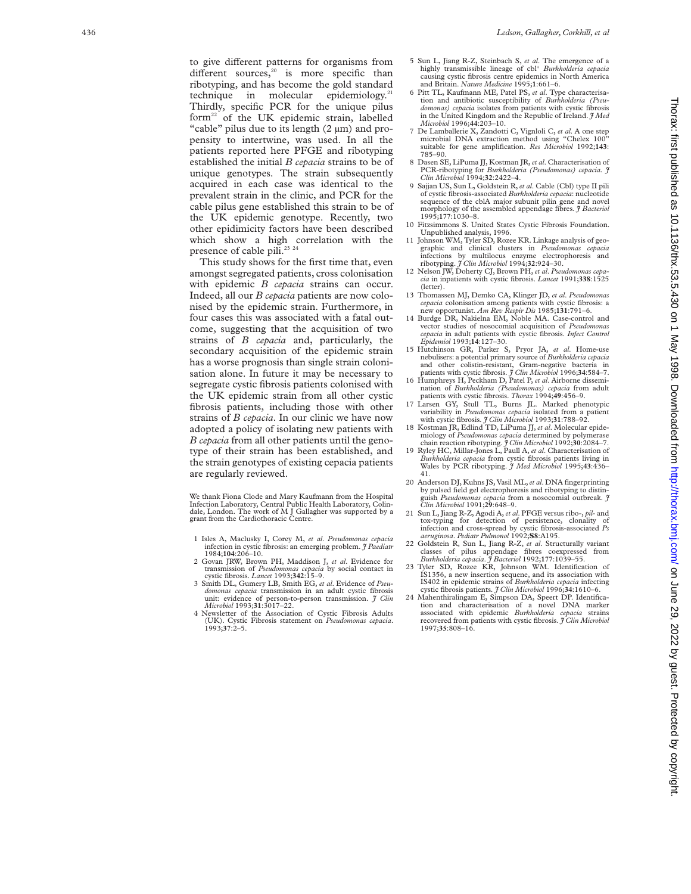to give different patterns for organisms from different sources,[20] is more specific than ribotyping, and has become the gold standard technique in molecular epidemiology.[21] Thirdly, specific PCR for the unique pilus form[22] of the UK epidemic strain, labelled "cable" pilus due to its length (2 μm) and propensity to intertwine, was used. In all the patients reported here PFGE and ribotyping established the initial *B cepacia* strains to be of unique genotypes. The strain subsequently acquired in each case was identical to the prevalent strain in the clinic, and PCR for the cable pilus gene established this strain to be of the UK epidemic genotype. Recently, two other epidimicity factors have been described which show a high correlation with the presence of cable pili.[23 24]

This study shows for the first time that, even amongst segregated patients, cross colonisation with epidemic *B cepacia* strains can occur. Indeed, all our *B cepacia* patients are now colonised by the epidemic strain. Furthermore, in four cases this was associated with a fatal outcome, suggesting that the acquisition of two strains of *B cepacia* and, particularly, the secondary acquisition of the epidemic strain has a worse prognosis than single strain colonisation alone. In future it may be necessary to segregate cystic fibrosis patients colonised with the UK epidemic strain from all other cystic fibrosis patients, including those with other strains of *B cepacia*. In our clinic we have now adopted a policy of isolating new patients with *B cepacia* from all other patients until the genotype of their strain has been established, and the strain genotypes of existing cepacia patients are regularly reviewed.

We thank Fiona Clode and Mary Kaufmann from the Hospital Infection Laboratory, Central Public Health Laboratory, Colindale, London. The work of M J Gallagher was supported by a grant from the Cardiothoracic Centre.

1. Isles A, Maclusky I, Corey M, *et al*. *Pseudomonas cepacia* infection in cystic fibrosis: an emerging problem. *J Paediatr* 1984;**104**:206–10.
2. Govan JRW, Brown PH, Maddison J, *et al*. Evidence for transmission of *Pseudomonas cepacia* by social contact in cystic fibrosis. *Lancet* 1993;**342**:15–9.
3. Smith DL, Gumery LB, Smith EG, *et al*. Evidence of *Pseudomonas cepacia* transmission in an adult cystic fibrosis unit: evidence of person-to-person transmission. *J Clin Microbiol* 1993;**31**:3017–22.
4. Newsletter of the Association of Cystic Fibrosis Adults (UK). Cystic Fibrosis statement on *Pseudomonas cepacia*. 1993;**37**:2–5.
5. Sun L, Jiang R-Z, Steinbach S, *et al*. The emergence of a highly transmissible lineage of cbl+ *Burkholderia cepacia* causing cystic fibrosis centre epidemics in North America and Britain. *Nature Medicine* 1995;**1**:661–6.
6. Pitt TL, Kaufmann ME, Patel PS, *et al*. Type characterisation and antibiotic susceptibility of *Burkholderia (Pseudomonas) cepacia* isolates from patients with cystic fibrosis in the United Kingdom and the Republic of Ireland. *J Med Microbiol* 1996;**44**:203–10.
7. De Lamballerie X, Zandotti C, Vignloli C, *et al*. A one step microbial DNA extraction method using "Chelex 100" suitable for gene amplification. *Res Microbiol* 1992;**143**: 785–90.
8. Dasen SE, LiPuma JJ, Kostman JR, *et al*. Characterisation of PCR-ribotyping for *Burkholderia (Pseudomonas) cepacia*. *J Clin Microbiol* 1994;**32**:2422–4.
9. Sajjan US, Sun L, Goldstein R, *et al*. Cable (Cbl) type II pili of cystic fibrosis-associated *Burkholderia cepacia*: nucleotide sequence of the cblA major subunit pilin gene and novel morphology of the assembled appendage fibres. *J Bacteriol* 1995;**177**:1030–8.
10. Fitzsimmons S. United States Cystic Fibrosis Foundation. Unpublished analysis, 1996.
11. Johnson WM, Tyler SD, Rozee KR. Linkage analysis of geographic and clinical clusters in *Pseudomonas cepacia* infections by multilocus enzyme electrophoresis and ribotyping. *J Clin Microbiol* 1994;**32**:924–30.
12. Nelson JW, Doherty CJ, Brown PH, *et al*. *Pseudomonas cepacia* in inpatients with cystic fibrosis. *Lancet* 1991;**338**:1525 (letter).
13. Thomassen MJ, Demko CA, Klinger JD, *et al*. *Pseudomonas cepacia* colonisation among patients with cystic fibrosis: a new opportunist. *Am Rev Respir Dis* 1985;**131**:791–6.
14. Burdge DR, Nakielna EM, Noble MA. Case-control and vector studies of nosocomial acquisition of *Pseudomonas cepacia* in adult patients with cystic fibrosis. *Infect Control Epidemiol* 1993;**14**:127–30.
15. Hutchinson GR, Parker S, Pryor JA, *et al*. Home-use nebulisers: a potential primary source of *Burkholderia cepacia* and other colistin-resistant, Gram-negative bacteria in patients with cystic fibrosis. *J Clin Microbiol* 1996;**34**:584–7.
16. Humphreys H, Peckham D, Patel P, *et al*. Airborne dissemination of *Burkholderia (Pseudomonas) cepacia* from adult patients with cystic fibrosis. *Thorax* 1994;**49**:456–9.
17. Larsen GY, Stull TL, Burns JL. Marked phenotypic variability in *Pseudomonas cepacia* isolated from a patient with cystic fibrosis. *J Clin Microbiol* 1993;**31**:788–92.
18. Kostman JR, Edlind TD, LiPuma JJ, *et al*. Molecular epidemiology of *Pseudomonas cepacia* determined by polymerase chain reaction ribotyping. *J Clin Microbiol* 1992;**30**:2084–7.
19. Ryley HC, Millar-Jones L, Paull A, *et al*. Characterisation of *Burkholderia cepacia* from cystic fibrosis patients living in Wales by PCR ribotyping. *J Med Microbiol* 1995;**43**:436–41.
20. Anderson DJ, Kuhns JS, Vasil ML, *et al*. DNA fingerprinting by pulsed field gel electrophoresis and ribotyping to distinguish *Pseudomonas cepacia* from a nosocomial outbreak. *J Clin Microbiol* 1991;**29**:648–9.
21. Sun L, Jiang R-Z, Agodi A, *et al*. PFGE versus ribo-, *pil*- and tox-typing for detection of persistence, clonality of infection and cross-spread by cystic fibrosis-associated *Ps aeruginosa*. *Pediatr Pulmonol* 1992;**S8**:A195.
22. Goldstein R, Sun L, Jiang R-Z, *et al*. Structurally variant classes of pilus appendage fibres coexpressed from *Burkholderia cepacia*. *J Bacteriol* 1992;**177**:1039–55.
23. Tyler SD, Rozee KR, Johnson WM. Identification of IS1356, a new insertion sequene, and its association with IS402 in epidemic strains of *Burkholderia cepacia* infecting cystic fibrosis patients. *J Clin Microbiol* 1996;**34**:1610–6.
24. Mahenthiralingam E, Simpson DA, Speert DP. Identification and characterisation of a novel DNA marker associated with epidemic *Burkholderia cepacia* strains recovered from patients with cystic fibrosis. *J Clin Microbiol* 1997;**35**:808–16.